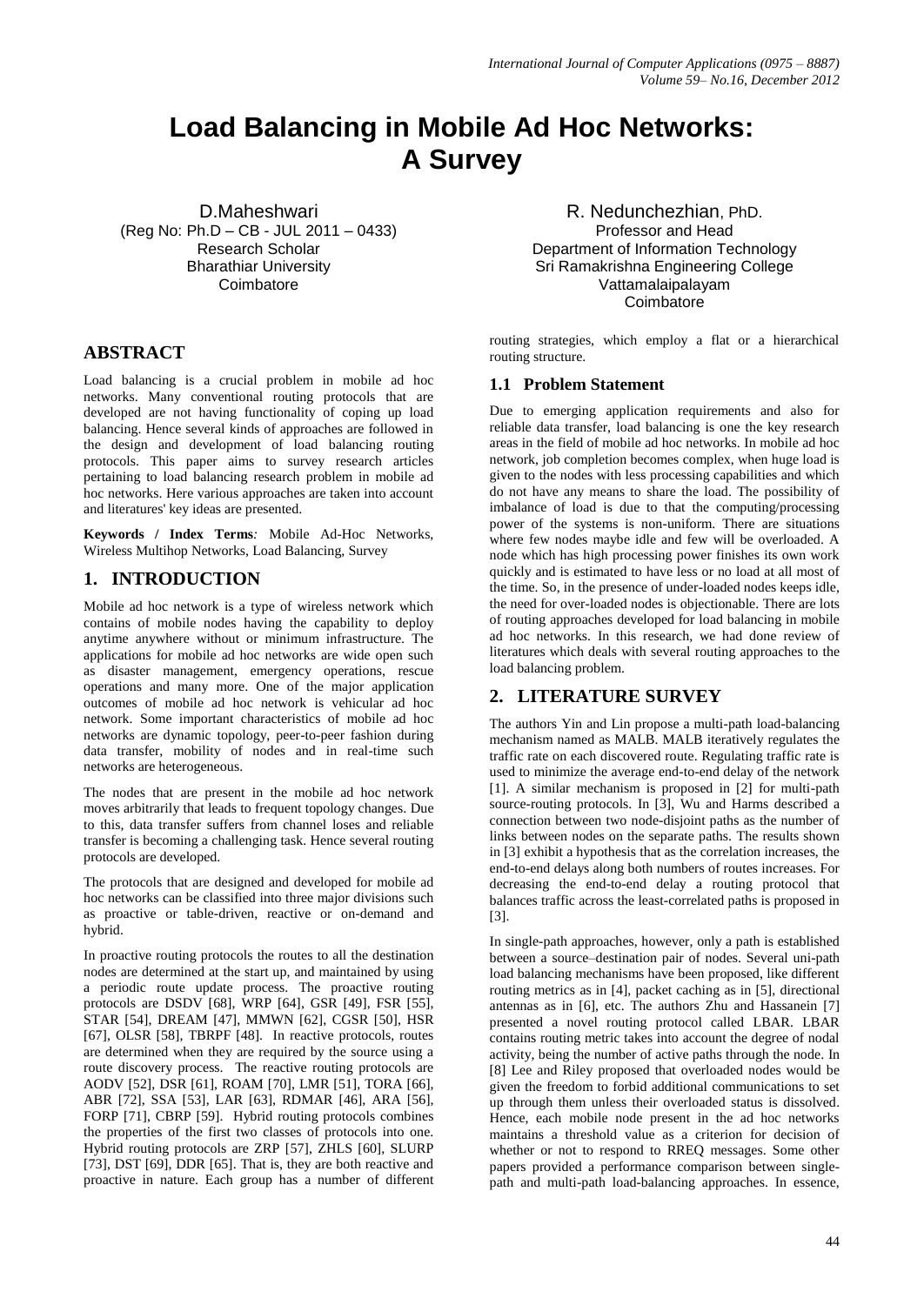# Load Balancing in Mobile Ad Hoc Networks: A Survey

D.Maheshwari
(Reg No: Ph.D – CB - JUL 2011 – 0433)
Research Scholar
Bharathiar University
Coimbatore

R. Nedunchezhian, PhD.
Professor and Head
Department of Information Technology
Sri Ramakrishna Engineering College
Vattamalaipalayam
Coimbatore

## ABSTRACT

Load balancing is a crucial problem in mobile ad hoc networks. Many conventional routing protocols that are developed are not having functionality of coping up load balancing. Hence several kinds of approaches are followed in the design and development of load balancing routing protocols. This paper aims to survey research articles pertaining to load balancing research problem in mobile ad hoc networks. Here various approaches are taken into account and literatures' key ideas are presented.

**Keywords / Index Terms***:* Mobile Ad-Hoc Networks, Wireless Multihop Networks, Load Balancing, Survey

## 1. INTRODUCTION

Mobile ad hoc network is a type of wireless network which contains of mobile nodes having the capability to deploy anytime anywhere without or minimum infrastructure. The applications for mobile ad hoc networks are wide open such as disaster management, emergency operations, rescue operations and many more. One of the major application outcomes of mobile ad hoc network is vehicular ad hoc network. Some important characteristics of mobile ad hoc networks are dynamic topology, peer-to-peer fashion during data transfer, mobility of nodes and in real-time such networks are heterogeneous.

The nodes that are present in the mobile ad hoc network moves arbitrarily that leads to frequent topology changes. Due to this, data transfer suffers from channel loses and reliable transfer is becoming a challenging task. Hence several routing protocols are developed.

The protocols that are designed and developed for mobile ad hoc networks can be classified into three major divisions such as proactive or table-driven, reactive or on-demand and hybrid.

In proactive routing protocols the routes to all the destination nodes are determined at the start up, and maintained by using a periodic route update process. The proactive routing protocols are DSDV [68], WRP [64], GSR [49], FSR [55], STAR [54], DREAM [47], MMWN [62], CGSR [50], HSR [67], OLSR [58], TBRPF [48]. In reactive protocols, routes are determined when they are required by the source using a route discovery process. The reactive routing protocols are AODV [52], DSR [61], ROAM [70], LMR [51], TORA [66], ABR [72], SSA [53], LAR [63], RDMAR [46], ARA [56], FORP [71], CBRP [59]. Hybrid routing protocols combines the properties of the first two classes of protocols into one. Hybrid routing protocols are ZRP [57], ZHLS [60], SLURP [73], DST [69], DDR [65]. That is, they are both reactive and proactive in nature. Each group has a number of different routing strategies, which employ a flat or a hierarchical routing structure.

### 1.1 Problem Statement

Due to emerging application requirements and also for reliable data transfer, load balancing is one the key research areas in the field of mobile ad hoc networks. In mobile ad hoc network, job completion becomes complex, when huge load is given to the nodes with less processing capabilities and which do not have any means to share the load. The possibility of imbalance of load is due to that the computing/processing power of the systems is non-uniform. There are situations where few nodes maybe idle and few will be overloaded. A node which has high processing power finishes its own work quickly and is estimated to have less or no load at all most of the time. So, in the presence of under-loaded nodes keeps idle, the need for over-loaded nodes is objectionable. There are lots of routing approaches developed for load balancing in mobile ad hoc networks. In this research, we had done review of literatures which deals with several routing approaches to the load balancing problem.

## 2. LITERATURE SURVEY

The authors Yin and Lin propose a multi-path load-balancing mechanism named as MALB. MALB iteratively regulates the traffic rate on each discovered route. Regulating traffic rate is used to minimize the average end-to-end delay of the network [1]. A similar mechanism is proposed in [2] for multi-path source-routing protocols. In [3], Wu and Harms described a connection between two node-disjoint paths as the number of links between nodes on the separate paths. The results shown in [3] exhibit a hypothesis that as the correlation increases, the end-to-end delays along both numbers of routes increases. For decreasing the end-to-end delay a routing protocol that balances traffic across the least-correlated paths is proposed in [3].

In single-path approaches, however, only a path is established between a source–destination pair of nodes. Several uni-path load balancing mechanisms have been proposed, like different routing metrics as in [4], packet caching as in [5], directional antennas as in [6], etc. The authors Zhu and Hassanein [7] presented a novel routing protocol called LBAR. LBAR contains routing metric takes into account the degree of nodal activity, being the number of active paths through the node. In [8] Lee and Riley proposed that overloaded nodes would be given the freedom to forbid additional communications to set up through them unless their overloaded status is dissolved. Hence, each mobile node present in the ad hoc networks maintains a threshold value as a criterion for decision of whether or not to respond to RREQ messages. Some other papers provided a performance comparison between single-path and multi-path load-balancing approaches. In essence,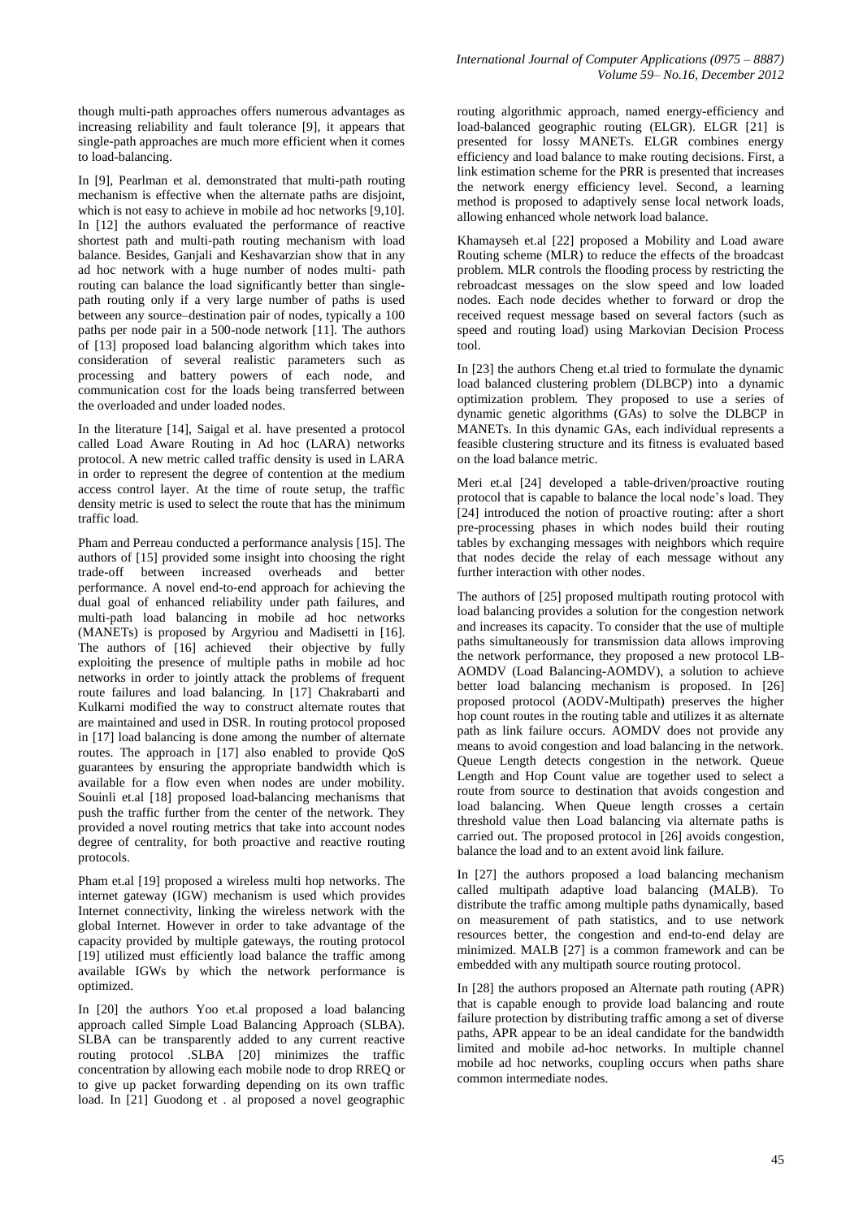though multi-path approaches offers numerous advantages as increasing reliability and fault tolerance [9], it appears that single-path approaches are much more efficient when it comes to load-balancing.

In [9], Pearlman et al. demonstrated that multi-path routing mechanism is effective when the alternate paths are disjoint, which is not easy to achieve in mobile ad hoc networks [9,10]. In [12] the authors evaluated the performance of reactive shortest path and multi-path routing mechanism with load balance. Besides, Ganjali and Keshavarzian show that in any ad hoc network with a huge number of nodes multi- path routing can balance the load significantly better than single-path routing only if a very large number of paths is used between any source–destination pair of nodes, typically a 100 paths per node pair in a 500-node network [11]. The authors of [13] proposed load balancing algorithm which takes into consideration of several realistic parameters such as processing and battery powers of each node, and communication cost for the loads being transferred between the overloaded and under loaded nodes.

In the literature [14], Saigal et al. have presented a protocol called Load Aware Routing in Ad hoc (LARA) networks protocol. A new metric called traffic density is used in LARA in order to represent the degree of contention at the medium access control layer. At the time of route setup, the traffic density metric is used to select the route that has the minimum traffic load.

Pham and Perreau conducted a performance analysis [15]. The authors of [15] provided some insight into choosing the right trade-off between increased overheads and better performance. A novel end-to-end approach for achieving the dual goal of enhanced reliability under path failures, and multi-path load balancing in mobile ad hoc networks (MANETs) is proposed by Argyriou and Madisetti in [16]. The authors of [16] achieved their objective by fully exploiting the presence of multiple paths in mobile ad hoc networks in order to jointly attack the problems of frequent route failures and load balancing. In [17] Chakrabarti and Kulkarni modified the way to construct alternate routes that are maintained and used in DSR. In routing protocol proposed in [17] load balancing is done among the number of alternate routes. The approach in [17] also enabled to provide QoS guarantees by ensuring the appropriate bandwidth which is available for a flow even when nodes are under mobility. Souinli et.al [18] proposed load-balancing mechanisms that push the traffic further from the center of the network. They provided a novel routing metrics that take into account nodes degree of centrality, for both proactive and reactive routing protocols.

Pham et.al [19] proposed a wireless multi hop networks. The internet gateway (IGW) mechanism is used which provides Internet connectivity, linking the wireless network with the global Internet. However in order to take advantage of the capacity provided by multiple gateways, the routing protocol [19] utilized must efficiently load balance the traffic among available IGWs by which the network performance is optimized.

In [20] the authors Yoo et.al proposed a load balancing approach called Simple Load Balancing Approach (SLBA). SLBA can be transparently added to any current reactive routing protocol .SLBA [20] minimizes the traffic concentration by allowing each mobile node to drop RREQ or to give up packet forwarding depending on its own traffic load. In [21] Guodong et . al proposed a novel geographic routing algorithmic approach, named energy-efficiency and load-balanced geographic routing (ELGR). ELGR [21] is presented for lossy MANETs. ELGR combines energy efficiency and load balance to make routing decisions. First, a link estimation scheme for the PRR is presented that increases the network energy efficiency level. Second, a learning method is proposed to adaptively sense local network loads, allowing enhanced whole network load balance.

Khamayseh et.al [22] proposed a Mobility and Load aware Routing scheme (MLR) to reduce the effects of the broadcast problem. MLR controls the flooding process by restricting the rebroadcast messages on the slow speed and low loaded nodes. Each node decides whether to forward or drop the received request message based on several factors (such as speed and routing load) using Markovian Decision Process tool.

In [23] the authors Cheng et.al tried to formulate the dynamic load balanced clustering problem (DLBCP) into a dynamic optimization problem. They proposed to use a series of dynamic genetic algorithms (GAs) to solve the DLBCP in MANETs. In this dynamic GAs, each individual represents a feasible clustering structure and its fitness is evaluated based on the load balance metric.

Meri et.al [24] developed a table-driven/proactive routing protocol that is capable to balance the local node's load. They [24] introduced the notion of proactive routing: after a short pre-processing phases in which nodes build their routing tables by exchanging messages with neighbors which require that nodes decide the relay of each message without any further interaction with other nodes.

The authors of [25] proposed multipath routing protocol with load balancing provides a solution for the congestion network and increases its capacity. To consider that the use of multiple paths simultaneously for transmission data allows improving the network performance, they proposed a new protocol LB-AOMDV (Load Balancing-AOMDV), a solution to achieve better load balancing mechanism is proposed. In [26] proposed protocol (AODV-Multipath) preserves the higher hop count routes in the routing table and utilizes it as alternate path as link failure occurs. AOMDV does not provide any means to avoid congestion and load balancing in the network. Queue Length detects congestion in the network. Queue Length and Hop Count value are together used to select a route from source to destination that avoids congestion and load balancing. When Queue length crosses a certain threshold value then Load balancing via alternate paths is carried out. The proposed protocol in [26] avoids congestion, balance the load and to an extent avoid link failure.

In [27] the authors proposed a load balancing mechanism called multipath adaptive load balancing (MALB). To distribute the traffic among multiple paths dynamically, based on measurement of path statistics, and to use network resources better, the congestion and end-to-end delay are minimized. MALB [27] is a common framework and can be embedded with any multipath source routing protocol.

In [28] the authors proposed an Alternate path routing (APR) that is capable enough to provide load balancing and route failure protection by distributing traffic among a set of diverse paths, APR appear to be an ideal candidate for the bandwidth limited and mobile ad-hoc networks. In multiple channel mobile ad hoc networks, coupling occurs when paths share common intermediate nodes.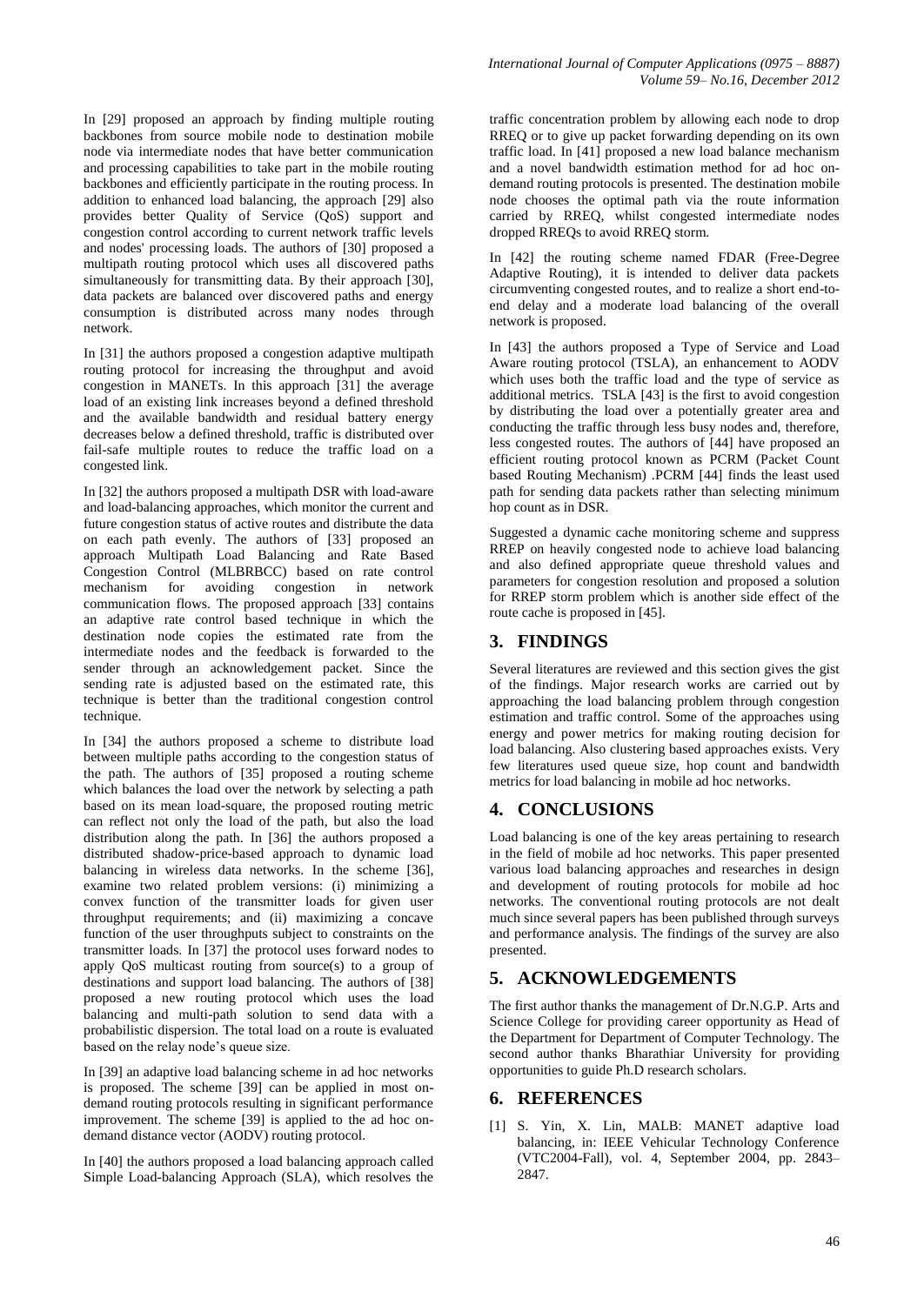In [29] proposed an approach by finding multiple routing backbones from source mobile node to destination mobile node via intermediate nodes that have better communication and processing capabilities to take part in the mobile routing backbones and efficiently participate in the routing process. In addition to enhanced load balancing, the approach [29] also provides better Quality of Service (QoS) support and congestion control according to current network traffic levels and nodes' processing loads. The authors of [30] proposed a multipath routing protocol which uses all discovered paths simultaneously for transmitting data. By their approach [30], data packets are balanced over discovered paths and energy consumption is distributed across many nodes through network.

In [31] the authors proposed a congestion adaptive multipath routing protocol for increasing the throughput and avoid congestion in MANETs. In this approach [31] the average load of an existing link increases beyond a defined threshold and the available bandwidth and residual battery energy decreases below a defined threshold, traffic is distributed over fail-safe multiple routes to reduce the traffic load on a congested link.

In [32] the authors proposed a multipath DSR with load-aware and load-balancing approaches, which monitor the current and future congestion status of active routes and distribute the data on each path evenly. The authors of [33] proposed an approach Multipath Load Balancing and Rate Based Congestion Control (MLBRBCC) based on rate control mechanism for avoiding congestion in network communication flows. The proposed approach [33] contains an adaptive rate control based technique in which the destination node copies the estimated rate from the intermediate nodes and the feedback is forwarded to the sender through an acknowledgement packet. Since the sending rate is adjusted based on the estimated rate, this technique is better than the traditional congestion control technique.

In [34] the authors proposed a scheme to distribute load between multiple paths according to the congestion status of the path. The authors of [35] proposed a routing scheme which balances the load over the network by selecting a path based on its mean load-square, the proposed routing metric can reflect not only the load of the path, but also the load distribution along the path. In [36] the authors proposed a distributed shadow-price-based approach to dynamic load balancing in wireless data networks. In the scheme [36], examine two related problem versions: (i) minimizing a convex function of the transmitter loads for given user throughput requirements; and (ii) maximizing a concave function of the user throughputs subject to constraints on the transmitter loads. In [37] the protocol uses forward nodes to apply QoS multicast routing from source(s) to a group of destinations and support load balancing. The authors of [38] proposed a new routing protocol which uses the load balancing and multi-path solution to send data with a probabilistic dispersion. The total load on a route is evaluated based on the relay node's queue size.

In [39] an adaptive load balancing scheme in ad hoc networks is proposed. The scheme [39] can be applied in most on-demand routing protocols resulting in significant performance improvement. The scheme [39] is applied to the ad hoc on-demand distance vector (AODV) routing protocol.

In [40] the authors proposed a load balancing approach called Simple Load-balancing Approach (SLA), which resolves the traffic concentration problem by allowing each node to drop RREQ or to give up packet forwarding depending on its own traffic load. In [41] proposed a new load balance mechanism and a novel bandwidth estimation method for ad hoc on-demand routing protocols is presented. The destination mobile node chooses the optimal path via the route information carried by RREQ, whilst congested intermediate nodes dropped RREQs to avoid RREQ storm.

In [42] the routing scheme named FDAR (Free-Degree Adaptive Routing), it is intended to deliver data packets circumventing congested routes, and to realize a short end-to-end delay and a moderate load balancing of the overall network is proposed.

In [43] the authors proposed a Type of Service and Load Aware routing protocol (TSLA), an enhancement to AODV which uses both the traffic load and the type of service as additional metrics. TSLA [43] is the first to avoid congestion by distributing the load over a potentially greater area and conducting the traffic through less busy nodes and, therefore, less congested routes. The authors of [44] have proposed an efficient routing protocol known as PCRM (Packet Count based Routing Mechanism) .PCRM [44] finds the least used path for sending data packets rather than selecting minimum hop count as in DSR.

Suggested a dynamic cache monitoring scheme and suppress RREP on heavily congested node to achieve load balancing and also defined appropriate queue threshold values and parameters for congestion resolution and proposed a solution for RREP storm problem which is another side effect of the route cache is proposed in [45].

## 3. FINDINGS

Several literatures are reviewed and this section gives the gist of the findings. Major research works are carried out by approaching the load balancing problem through congestion estimation and traffic control. Some of the approaches using energy and power metrics for making routing decision for load balancing. Also clustering based approaches exists. Very few literatures used queue size, hop count and bandwidth metrics for load balancing in mobile ad hoc networks.

## 4. CONCLUSIONS

Load balancing is one of the key areas pertaining to research in the field of mobile ad hoc networks. This paper presented various load balancing approaches and researches in design and development of routing protocols for mobile ad hoc networks. The conventional routing protocols are not dealt much since several papers has been published through surveys and performance analysis. The findings of the survey are also presented.

## 5. ACKNOWLEDGEMENTS

The first author thanks the management of Dr.N.G.P. Arts and Science College for providing career opportunity as Head of the Department for Department of Computer Technology. The second author thanks Bharathiar University for providing opportunities to guide Ph.D research scholars.

## 6. REFERENCES

[1] S. Yin, X. Lin, MALB: MANET adaptive load balancing, in: IEEE Vehicular Technology Conference (VTC2004-Fall), vol. 4, September 2004, pp. 2843–2847.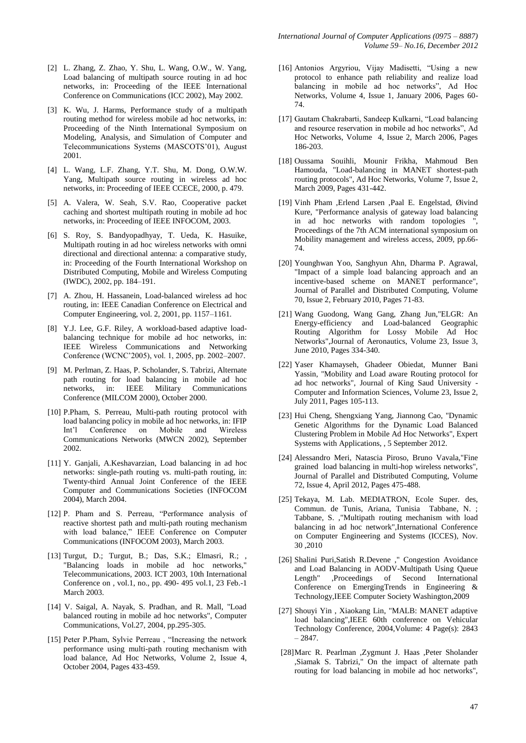[2] L. Zhang, Z. Zhao, Y. Shu, L. Wang, O.W., W. Yang, Load balancing of multipath source routing in ad hoc networks, in: Proceeding of the IEEE International Conference on Communications (ICC 2002), May 2002.

[3] K. Wu, J. Harms, Performance study of a multipath routing method for wireless mobile ad hoc networks, in: Proceeding of the Ninth International Symposium on Modeling, Analysis, and Simulation of Computer and Telecommunications Systems (MASCOTS'01), August 2001.

[4] L. Wang, L.F. Zhang, Y.T. Shu, M. Dong, O.W.W. Yang, Multipath source routing in wireless ad hoc networks, in: Proceeding of IEEE CCECE, 2000, p. 479.

[5] A. Valera, W. Seah, S.V. Rao, Cooperative packet caching and shortest multipath routing in mobile ad hoc networks, in: Proceeding of IEEE INFOCOM, 2003.

[6] S. Roy, S. Bandyopadhyay, T. Ueda, K. Hasuike, Multipath routing in ad hoc wireless networks with omni directional and directional antenna: a comparative study, in: Proceeding of the Fourth International Workshop on Distributed Computing, Mobile and Wireless Computing (IWDC), 2002, pp. 184–191.

[7] A. Zhou, H. Hassanein, Load-balanced wireless ad hoc routing, in: IEEE Canadian Conference on Electrical and Computer Engineering, vol. 2, 2001, pp. 1157–1161.

[8] Y.J. Lee, G.F. Riley, A workload-based adaptive load-balancing technique for mobile ad hoc networks, in: IEEE Wireless Communications and Networking Conference (WCNC'2005), vol. 1, 2005, pp. 2002–2007.

[9] M. Perlman, Z. Haas, P. Scholander, S. Tabrizi, Alternate path routing for load balancing in mobile ad hoc networks, in: IEEE Military Communications Conference (MILCOM 2000), October 2000.

[10] P.Pham, S. Perreau, Multi-path routing protocol with load balancing policy in mobile ad hoc networks, in: IFIP Int'l Conference on Mobile and Wireless Communications Networks (MWCN 2002), September 2002.

[11] Y. Ganjali, A.Keshavarzian, Load balancing in ad hoc networks: single-path routing vs. multi-path routing, in: Twenty-third Annual Joint Conference of the IEEE Computer and Communications Societies (INFOCOM 2004), March 2004.

[12] P. Pham and S. Perreau, "Performance analysis of reactive shortest path and multi-path routing mechanism with load balance," IEEE Conference on Computer Communications (INFOCOM 2003), March 2003.

[13] Turgut, D.; Turgut, B.; Das, S.K.; Elmasri, R.; , "Balancing loads in mobile ad hoc networks," Telecommunications, 2003. ICT 2003, 10th International Conference on , vol.1, no., pp. 490- 495 vol.1, 23 Feb.-1 March 2003.

[14] V. Saigal, A. Nayak, S. Pradhan, and R. Mall, "Load balanced routing in mobile ad hoc networks", Computer Communications, Vol.27, 2004, pp.295-305.

[15] Peter P.Pham, Sylvie Perreau , "Increasing the network performance using multi-path routing mechanism with load balance, Ad Hoc Networks, Volume 2, Issue 4, October 2004, Pages 433-459.

[16] Antonios Argyriou, Vijay Madisetti, "Using a new protocol to enhance path reliability and realize load balancing in mobile ad hoc networks", Ad Hoc Networks, Volume 4, Issue 1, January 2006, Pages 60-74.

[17] Gautam Chakrabarti, Sandeep Kulkarni, "Load balancing and resource reservation in mobile ad hoc networks", Ad Hoc Networks, Volume 4, Issue 2, March 2006, Pages 186-203.

[18] Oussama Souihli, Mounir Frikha, Mahmoud Ben Hamouda, "Load-balancing in MANET shortest-path routing protocols", Ad Hoc Networks, Volume 7, Issue 2, March 2009, Pages 431-442.

[19] Vinh Pham ,Erlend Larsen ,Paal E. Engelstad, Øivind Kure, "Performance analysis of gateway load balancing in ad hoc networks with random topologies ", Proceedings of the 7th ACM international symposium on Mobility management and wireless access, 2009, pp.66-74.

[20] Younghwan Yoo, Sanghyun Ahn, Dharma P. Agrawal, "Impact of a simple load balancing approach and an incentive-based scheme on MANET performance", Journal of Parallel and Distributed Computing, Volume 70, Issue 2, February 2010, Pages 71-83.

[21] Wang Guodong, Wang Gang, Zhang Jun,"ELGR: An Energy-efficiency and Load-balanced Geographic Routing Algorithm for Lossy Mobile Ad Hoc Networks",Journal of Aeronautics, Volume 23, Issue 3, June 2010, Pages 334-340.

[22] Yaser Khamayseh, Ghadeer Obiedat, Munner Bani Yassin, "Mobility and Load aware Routing protocol for ad hoc networks", Journal of King Saud University - Computer and Information Sciences, Volume 23, Issue 2, July 2011, Pages 105-113.

[23] Hui Cheng, Shengxiang Yang, Jiannong Cao, "Dynamic Genetic Algorithms for the Dynamic Load Balanced Clustering Problem in Mobile Ad Hoc Networks", Expert Systems with Applications, , 5 September 2012.

[24] Alessandro Meri, Natascia Piroso, Bruno Vavala,"Fine grained load balancing in multi-hop wireless networks", Journal of Parallel and Distributed Computing, Volume 72, Issue 4, April 2012, Pages 475-488.

[25] Tekaya, M. Lab. MEDIATRON, Ecole Super. des, Commun. de Tunis, Ariana, Tunisia Tabbane, N. ; Tabbane, S. ,"Multipath routing mechanism with load balancing in ad hoc network",International Conference on Computer Engineering and Systems (ICCES), Nov. 30 ,2010

[26] Shalini Puri,Satish R.Devene ," Congestion Avoidance and Load Balancing in AODV-Multipath Using Queue Length" ,Proceedings of Second International Conference on EmergingTrends in Engineering & Technology,IEEE Computer Society Washington,2009

[27] Shouyi Yin , Xiaokang Lin, "MALB: MANET adaptive load balancing",IEEE 60th conference on Vehicular Technology Conference, 2004,Volume: 4 Page(s): 2843 – 2847.

[28] Marc R. Pearlman ,Zygmunt J. Haas ,Peter Sholander ,Siamak S. Tabrizi," On the impact of alternate path routing for load balancing in mobile ad hoc networks",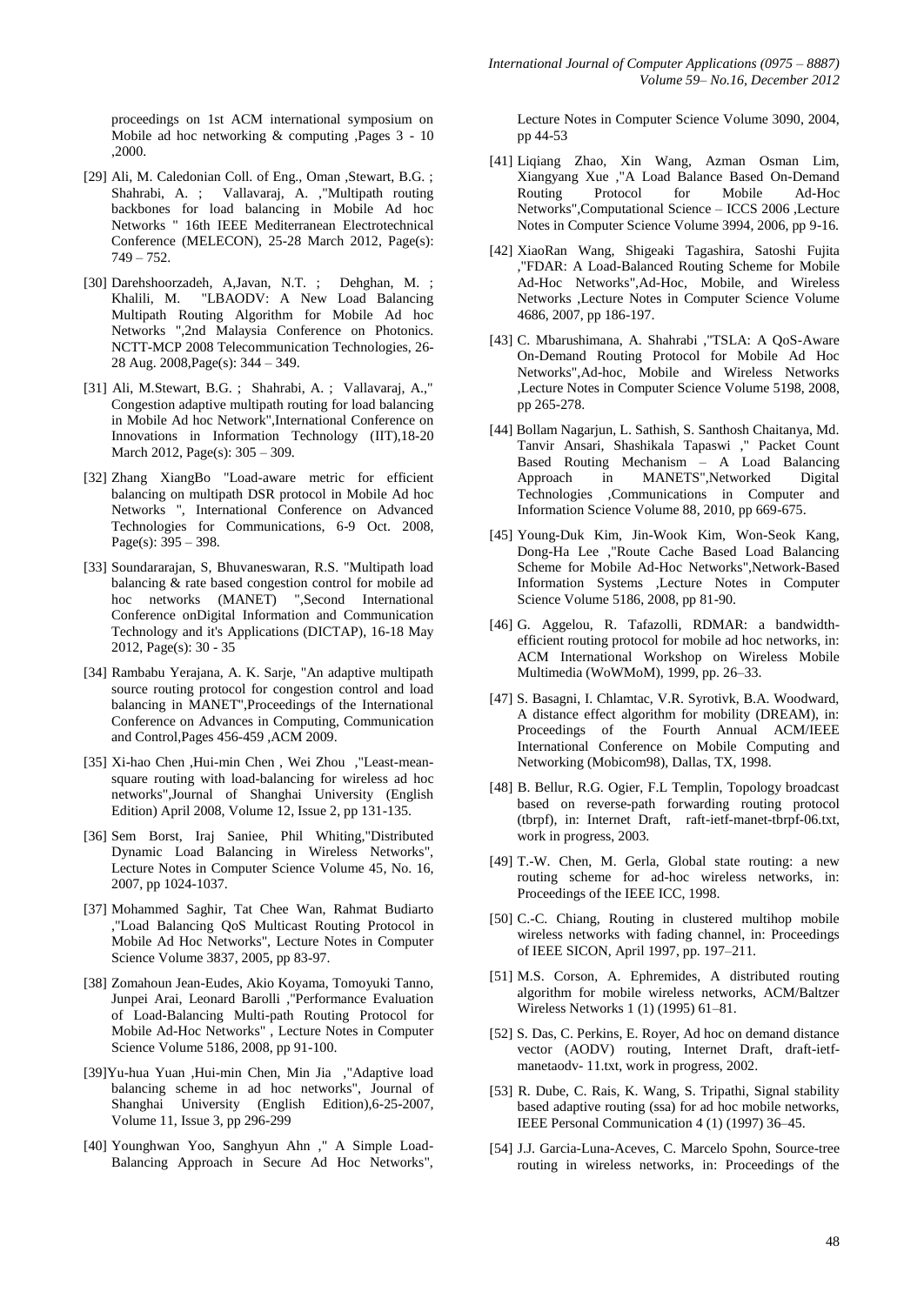proceedings on 1st ACM international symposium on Mobile ad hoc networking & computing ,Pages 3 - 10 ,2000.

[29] Ali, M. Caledonian Coll. of Eng., Oman ,Stewart, B.G. ; Shahrabi, A. ; Vallavaraj, A. ,"Multipath routing backbones for load balancing in Mobile Ad hoc Networks " 16th IEEE Mediterranean Electrotechnical Conference (MELECON), 25-28 March 2012, Page(s): 749 – 752.

[30] Darehshoorzadeh, A,Javan, N.T. ; Dehghan, M. ; Khalili, M. "LBAODV: A New Load Balancing Multipath Routing Algorithm for Mobile Ad hoc Networks ",2nd Malaysia Conference on Photonics. NCTT-MCP 2008 Telecommunication Technologies, 26-28 Aug. 2008,Page(s): 344 – 349.

[31] Ali, M.Stewart, B.G. ; Shahrabi, A. ; Vallavaraj, A.," Congestion adaptive multipath routing for load balancing in Mobile Ad hoc Network",International Conference on Innovations in Information Technology (IIT),18-20 March 2012, Page(s): 305 – 309.

[32] Zhang XiangBo "Load-aware metric for efficient balancing on multipath DSR protocol in Mobile Ad hoc Networks ", International Conference on Advanced Technologies for Communications, 6-9 Oct. 2008, Page(s): 395 – 398.

[33] Soundararajan, S, Bhuvaneswaran, R.S. "Multipath load balancing & rate based congestion control for mobile ad hoc networks (MANET) ",Second International Conference onDigital Information and Communication Technology and it's Applications (DICTAP), 16-18 May 2012, Page(s): 30 - 35

[34] Rambabu Yerajana, A. K. Sarje, "An adaptive multipath source routing protocol for congestion control and load balancing in MANET",Proceedings of the International Conference on Advances in Computing, Communication and Control,Pages 456-459 ,ACM 2009.

[35] Xi-hao Chen ,Hui-min Chen , Wei Zhou ,"Least-mean-square routing with load-balancing for wireless ad hoc networks",Journal of Shanghai University (English Edition) April 2008, Volume 12, Issue 2, pp 131-135.

[36] Sem Borst, Iraj Saniee, Phil Whiting,"Distributed Dynamic Load Balancing in Wireless Networks", Lecture Notes in Computer Science Volume 45, No. 16, 2007, pp 1024-1037.

[37] Mohammed Saghir, Tat Chee Wan, Rahmat Budiarto ,"Load Balancing QoS Multicast Routing Protocol in Mobile Ad Hoc Networks", Lecture Notes in Computer Science Volume 3837, 2005, pp 83-97.

[38] Zomahoun Jean-Eudes, Akio Koyama, Tomoyuki Tanno, Junpei Arai, Leonard Barolli ,"Performance Evaluation of Load-Balancing Multi-path Routing Protocol for Mobile Ad-Hoc Networks" , Lecture Notes in Computer Science Volume 5186, 2008, pp 91-100.

[39]Yu-hua Yuan ,Hui-min Chen, Min Jia ,"Adaptive load balancing scheme in ad hoc networks", Journal of Shanghai University (English Edition),6-25-2007, Volume 11, Issue 3, pp 296-299

[40] Younghwan Yoo, Sanghyun Ahn ," A Simple Load-Balancing Approach in Secure Ad Hoc Networks", Lecture Notes in Computer Science Volume 3090, 2004, pp 44-53

[41] Liqiang Zhao, Xin Wang, Azman Osman Lim, Xiangyang Xue ,"A Load Balance Based On-Demand Routing Protocol for Mobile Ad-Hoc Networks",Computational Science – ICCS 2006 ,Lecture Notes in Computer Science Volume 3994, 2006, pp 9-16.

[42] XiaoRan Wang, Shigeaki Tagashira, Satoshi Fujita ,"FDAR: A Load-Balanced Routing Scheme for Mobile Ad-Hoc Networks",Ad-Hoc, Mobile, and Wireless Networks ,Lecture Notes in Computer Science Volume 4686, 2007, pp 186-197.

[43] C. Mbarushimana, A. Shahrabi ,"TSLA: A QoS-Aware On-Demand Routing Protocol for Mobile Ad Hoc Networks",Ad-hoc, Mobile and Wireless Networks ,Lecture Notes in Computer Science Volume 5198, 2008, pp 265-278.

[44] Bollam Nagarjun, L. Sathish, S. Santhosh Chaitanya, Md. Tanvir Ansari, Shashikala Tapaswi ," Packet Count Based Routing Mechanism – A Load Balancing Approach in MANETS",Networked Digital Technologies ,Communications in Computer and Information Science Volume 88, 2010, pp 669-675.

[45] Young-Duk Kim, Jin-Wook Kim, Won-Seok Kang, Dong-Ha Lee ,"Route Cache Based Load Balancing Scheme for Mobile Ad-Hoc Networks",Network-Based Information Systems ,Lecture Notes in Computer Science Volume 5186, 2008, pp 81-90.

[46] G. Aggelou, R. Tafazolli, RDMAR: a bandwidth-efficient routing protocol for mobile ad hoc networks, in: ACM International Workshop on Wireless Mobile Multimedia (WoWMoM), 1999, pp. 26–33.

[47] S. Basagni, I. Chlamtac, V.R. Syrotivk, B.A. Woodward, A distance effect algorithm for mobility (DREAM), in: Proceedings of the Fourth Annual ACM/IEEE International Conference on Mobile Computing and Networking (Mobicom98), Dallas, TX, 1998.

[48] B. Bellur, R.G. Ogier, F.L Templin, Topology broadcast based on reverse-path forwarding routing protocol (tbrpf), in: Internet Draft, raft-ietf-manet-tbrpf-06.txt, work in progress, 2003.

[49] T.-W. Chen, M. Gerla, Global state routing: a new routing scheme for ad-hoc wireless networks, in: Proceedings of the IEEE ICC, 1998.

[50] C.-C. Chiang, Routing in clustered multihop mobile wireless networks with fading channel, in: Proceedings of IEEE SICON, April 1997, pp. 197–211.

[51] M.S. Corson, A. Ephremides, A distributed routing algorithm for mobile wireless networks, ACM/Baltzer Wireless Networks 1 (1) (1995) 61–81.

[52] S. Das, C. Perkins, E. Royer, Ad hoc on demand distance vector (AODV) routing, Internet Draft, draft-ietf-manetaodv- 11.txt, work in progress, 2002.

[53] R. Dube, C. Rais, K. Wang, S. Tripathi, Signal stability based adaptive routing (ssa) for ad hoc mobile networks, IEEE Personal Communication 4 (1) (1997) 36–45.

[54] J.J. Garcia-Luna-Aceves, C. Marcelo Spohn, Source-tree routing in wireless networks, in: Proceedings of the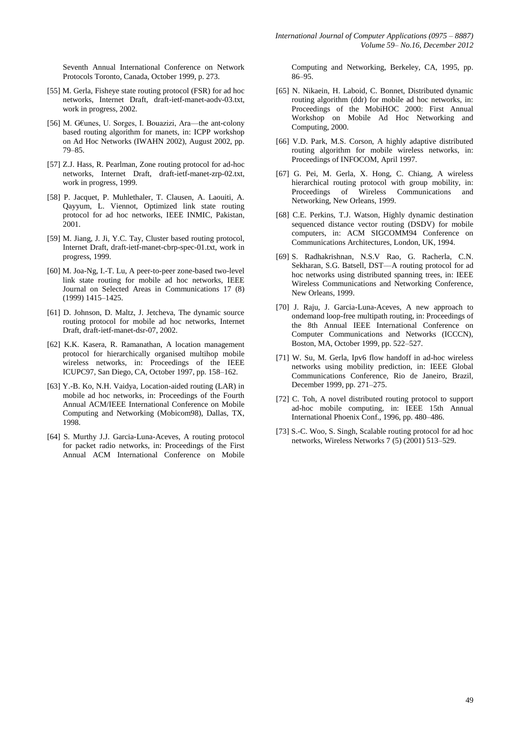Seventh Annual International Conference on Network Protocols Toronto, Canada, October 1999, p. 273.

[55] M. Gerla, Fisheye state routing protocol (FSR) for ad hoc networks, Internet Draft, draft-ietf-manet-aodv-03.txt, work in progress, 2002.

[56] M. G€unes, U. Sorges, I. Bouazizi, Ara—the ant-colony based routing algorithm for manets, in: ICPP workshop on Ad Hoc Networks (IWAHN 2002), August 2002, pp. 79–85.

[57] Z.J. Hass, R. Pearlman, Zone routing protocol for ad-hoc networks, Internet Draft, draft-ietf-manet-zrp-02.txt, work in progress, 1999.

[58] P. Jacquet, P. Muhlethaler, T. Clausen, A. Laouiti, A. Qayyum, L. Viennot, Optimized link state routing protocol for ad hoc networks, IEEE INMIC, Pakistan, 2001.

[59] M. Jiang, J. Ji, Y.C. Tay, Cluster based routing protocol, Internet Draft, draft-ietf-manet-cbrp-spec-01.txt, work in progress, 1999.

[60] M. Joa-Ng, I.-T. Lu, A peer-to-peer zone-based two-level link state routing for mobile ad hoc networks, IEEE Journal on Selected Areas in Communications 17 (8) (1999) 1415–1425.

[61] D. Johnson, D. Maltz, J. Jetcheva, The dynamic source routing protocol for mobile ad hoc networks, Internet Draft, draft-ietf-manet-dsr-07, 2002.

[62] K.K. Kasera, R. Ramanathan, A location management protocol for hierarchically organised multihop mobile wireless networks, in: Proceedings of the IEEE ICUPC97, San Diego, CA, October 1997, pp. 158–162.

[63] Y.-B. Ko, N.H. Vaidya, Location-aided routing (LAR) in mobile ad hoc networks, in: Proceedings of the Fourth Annual ACM/IEEE International Conference on Mobile Computing and Networking (Mobicom98), Dallas, TX, 1998.

[64] S. Murthy J.J. Garcia-Luna-Aceves, A routing protocol for packet radio networks, in: Proceedings of the First Annual ACM International Conference on Mobile Computing and Networking, Berkeley, CA, 1995, pp. 86–95.

[65] N. Nikaein, H. Laboid, C. Bonnet, Distributed dynamic routing algorithm (ddr) for mobile ad hoc networks, in: Proceedings of the MobiHOC 2000: First Annual Workshop on Mobile Ad Hoc Networking and Computing, 2000.

[66] V.D. Park, M.S. Corson, A highly adaptive distributed routing algorithm for mobile wireless networks, in: Proceedings of INFOCOM, April 1997.

[67] G. Pei, M. Gerla, X. Hong, C. Chiang, A wireless hierarchical routing protocol with group mobility, in: Proceedings of Wireless Communications and Networking, New Orleans, 1999.

[68] C.E. Perkins, T.J. Watson, Highly dynamic destination sequenced distance vector routing (DSDV) for mobile computers, in: ACM SIGCOMM94 Conference on Communications Architectures, London, UK, 1994.

[69] S. Radhakrishnan, N.S.V Rao, G. Racherla, C.N. Sekharan, S.G. Batsell, DST—A routing protocol for ad hoc networks using distributed spanning trees, in: IEEE Wireless Communications and Networking Conference, New Orleans, 1999.

[70] J. Raju, J. Garcia-Luna-Aceves, A new approach to ondemand loop-free multipath routing, in: Proceedings of the 8th Annual IEEE International Conference on Computer Communications and Networks (ICCCN), Boston, MA, October 1999, pp. 522–527.

[71] W. Su, M. Gerla, Ipv6 flow handoff in ad-hoc wireless networks using mobility prediction, in: IEEE Global Communications Conference, Rio de Janeiro, Brazil, December 1999, pp. 271–275.

[72] C. Toh, A novel distributed routing protocol to support ad-hoc mobile computing, in: IEEE 15th Annual International Phoenix Conf., 1996, pp. 480–486.

[73] S.-C. Woo, S. Singh, Scalable routing protocol for ad hoc networks, Wireless Networks 7 (5) (2001) 513–529.